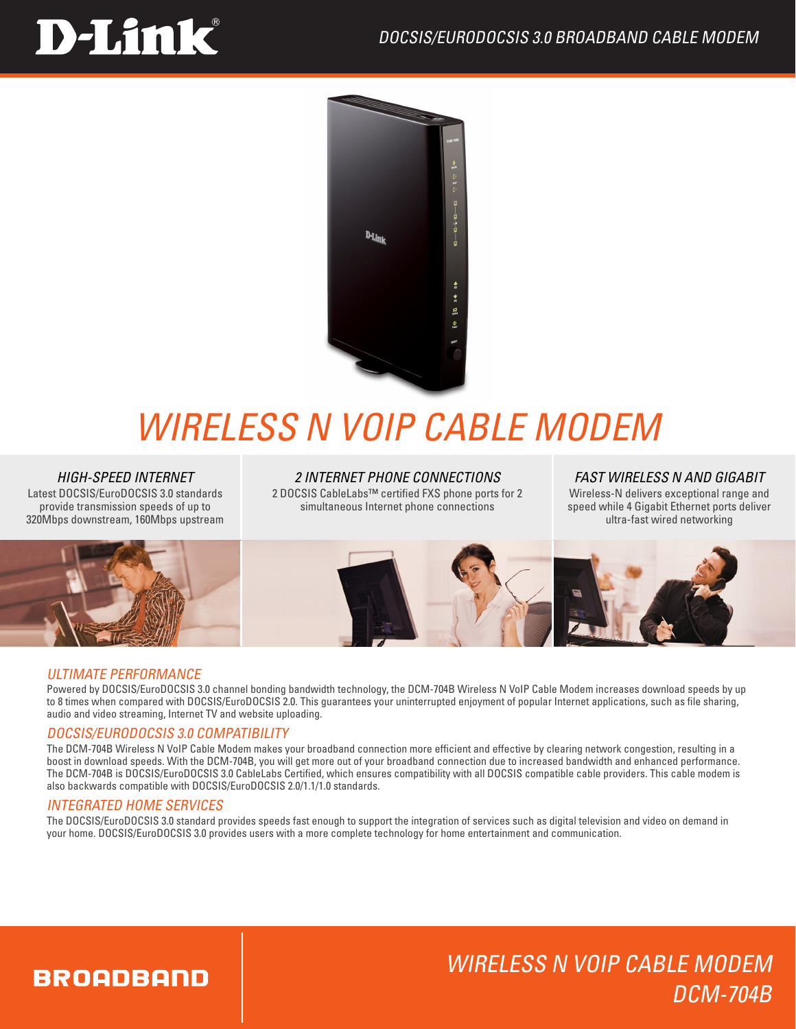D-Link®

DOCSIS/EURODOCSIS 3.0 BROADBAND CABLE MODEM

# WIRELESS N VOIP CABLE MODEM

### HIGH-SPEED INTERNET

Latest DOCSIS/EuroDOCSIS 3.0 standards provide transmission speeds of up to 320Mbps downstream, 160Mbps upstream

### 2 INTERNET PHONE CONNECTIONS

2 DOCSIS CableLabs™ certified FXS phone ports for 2 simultaneous Internet phone connections

### FAST WIRELESS N AND GIGABIT

Wireless-N delivers exceptional range and speed while 4 Gigabit Ethernet ports deliver ultra-fast wired networking

## ULTIMATE PERFORMANCE

Powered by DOCSIS/EuroDOCSIS 3.0 channel bonding bandwidth technology, the DCM-704B Wireless N VoIP Cable Modem increases download speeds by up to 8 times when compared with DOCSIS/EuroDOCSIS 2.0. This guarantees your uninterrupted enjoyment of popular Internet applications, such as file sharing, audio and video streaming, Internet TV and website uploading.

## DOCSIS/EURODOCSIS 3.0 COMPATIBILITY

The DCM-704B Wireless N VoIP Cable Modem makes your broadband connection more efficient and effective by clearing network congestion, resulting in a boost in download speeds. With the DCM-704B, you will get more out of your broadband connection due to increased bandwidth and enhanced performance. The DCM-704B is DOCSIS/EuroDOCSIS 3.0 CableLabs Certified, which ensures compatibility with all DOCSIS compatible cable providers. This cable modem is also backwards compatible with DOCSIS/EuroDOCSIS 2.0/1.1/1.0 standards.

## INTEGRATED HOME SERVICES

The DOCSIS/EuroDOCSIS 3.0 standard provides speeds fast enough to support the integration of services such as digital television and video on demand in your home. DOCSIS/EuroDOCSIS 3.0 provides users with a more complete technology for home entertainment and communication.

BROADBAND

WIRELESS N VOIP CABLE MODEM
DCM-704B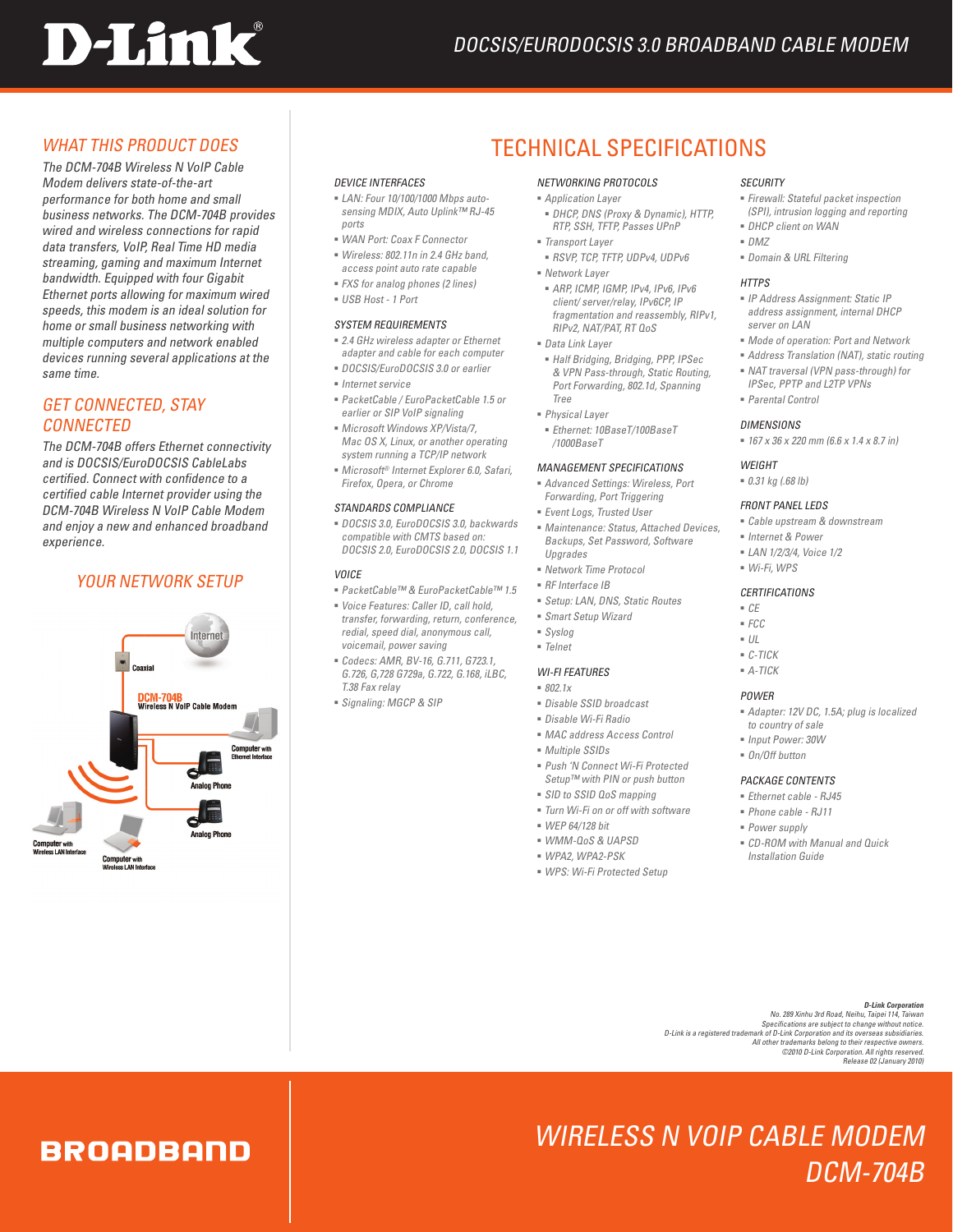# DOCSIS/EURODOCSIS 3.0 BROADBAND CABLE MODEM

## WHAT THIS PRODUCT DOES

The DCM-704B Wireless N VoIP Cable Modem delivers state-of-the-art performance for both home and small business networks. The DCM-704B provides wired and wireless connections for rapid data transfers, VoIP, Real Time HD media streaming, gaming and maximum Internet bandwidth. Equipped with four Gigabit Ethernet ports allowing for maximum wired speeds, this modem is an ideal solution for home or small business networking with multiple computers and network enabled devices running several applications at the same time.

## GET CONNECTED, STAY CONNECTED

The DCM-704B offers Ethernet connectivity and is DOCSIS/EuroDOCSIS CableLabs certified. Connect with confidence to a certified cable Internet provider using the DCM-704B Wireless N VoIP Cable Modem and enjoy a new and enhanced broadband experience.

## YOUR NETWORK SETUP

Internet
Coaxial
DCM-704B
Wireless N VoIP Cable Modem
Computer with Ethernet Interface
Analog Phone
Analog Phone
Computer with Wireless LAN Interface
Computer with Wireless LAN Interface

## TECHNICAL SPECIFICATIONS

### DEVICE INTERFACES
- LAN: Four 10/100/1000 Mbps auto-sensing MDIX, Auto Uplink™ RJ-45 ports
- WAN Port: Coax F Connector
- Wireless: 802.11n in 2.4 GHz band, access point auto rate capable
- FXS for analog phones (2 lines)
- USB Host - 1 Port

### SYSTEM REQUIREMENTS
- 2.4 GHz wireless adapter or Ethernet adapter and cable for each computer
- DOCSIS/EuroDOCSIS 3.0 or earlier
- Internet service
- PacketCable / EuroPacketCable 1.5 or earlier or SIP VoIP signaling
- Microsoft Windows XP/Vista/7, Mac OS X, Linux, or another operating system running a TCP/IP network
- Microsoft® Internet Explorer 6.0, Safari, Firefox, Opera, or Chrome

### STANDARDS COMPLIANCE
- DOCSIS 3.0, EuroDOCSIS 3.0, backwards compatible with CMTS based on: DOCSIS 2.0, EuroDOCSIS 2.0, DOCSIS 1.1

### VOICE
- PacketCable™ & EuroPacketCable™ 1.5
- Voice Features: Caller ID, call hold, transfer, forwarding, return, conference, redial, speed dial, anonymous call, voicemail, power saving
- Codecs: AMR, BV-16, G.711, G723.1, G.726, G,728 G729a, G.722, G.168, iLBC, T.38 Fax relay
- Signaling: MGCP & SIP

### NETWORKING PROTOCOLS
- Application Layer
  - DHCP, DNS (Proxy & Dynamic), HTTP, RTP, SSH, TFTP, Passes UPnP
- Transport Layer
  - RSVP, TCP, TFTP, UDPv4, UDPv6
- Network Layer
  - ARP, ICMP, IGMP, IPv4, IPv6, IPv6 client/ server/relay, IPv6CP, IP fragmentation and reassembly, RIPv1, RIPv2, NAT/PAT, RT QoS
- Data Link Layer
  - Half Bridging, Bridging, PPP, IPSec & VPN Pass-through, Static Routing, Port Forwarding, 802.1d, Spanning Tree
- Physical Layer
  - Ethernet: 10BaseT/100BaseT /1000BaseT

### MANAGEMENT SPECIFICATIONS
- Advanced Settings: Wireless, Port Forwarding, Port Triggering
- Event Logs, Trusted User
- Maintenance: Status, Attached Devices, Backups, Set Password, Software Upgrades
- Network Time Protocol
- RF Interface IB
- Setup: LAN, DNS, Static Routes
- Smart Setup Wizard
- Syslog
- Telnet

### WI-FI FEATURES
- 802.1x
- Disable SSID broadcast
- Disable Wi-Fi Radio
- MAC address Access Control
- Multiple SSIDs
- Push 'N Connect Wi-Fi Protected Setup™ with PIN or push button
- SID to SSID QoS mapping
- Turn Wi-Fi on or off with software
- WEP 64/128 bit
- WMM-QoS & UAPSD
- WPA2, WPA2-PSK
- WPS: Wi-Fi Protected Setup

### SECURITY
- Firewall: Stateful packet inspection (SPI), intrusion logging and reporting
- DHCP client on WAN
- DMZ
- Domain & URL Filtering

### HTTPS
- IP Address Assignment: Static IP address assignment, internal DHCP server on LAN
- Mode of operation: Port and Network
- Address Translation (NAT), static routing
- NAT traversal (VPN pass-through) for IPSec, PPTP and L2TP VPNs
- Parental Control

### DIMENSIONS
- 167 x 36 x 220 mm (6.6 x 1.4 x 8.7 in)

### WEIGHT
- 0.31 kg (.68 lb)

### FRONT PANEL LEDS
- Cable upstream & downstream
- Internet & Power
- LAN 1/2/3/4, Voice 1/2
- Wi-Fi, WPS

### CERTIFICATIONS
- CE
- FCC
- UL
- C-TICK
- A-TICK

### POWER
- Adapter: 12V DC, 1.5A; plug is localized to country of sale
- Input Power: 30W
- On/Off button

### PACKAGE CONTENTS
- Ethernet cable - RJ45
- Phone cable - RJ11
- Power supply
- CD-ROM with Manual and Quick Installation Guide

**D-Link Corporation**
No. 289 Xinhu 3rd Road, Neihu, Taipei 114, Taiwan
Specifications are subject to change without notice.
D-Link is a registered trademark of D-Link Corporation and its overseas subsidiaries.
All other trademarks belong to their respective owners.
©2010 D-Link Corporation. All rights reserved.
Release 02 (January 2010)

BROADBAND

# WIRELESS N VOIP CABLE MODEM DCM-704B